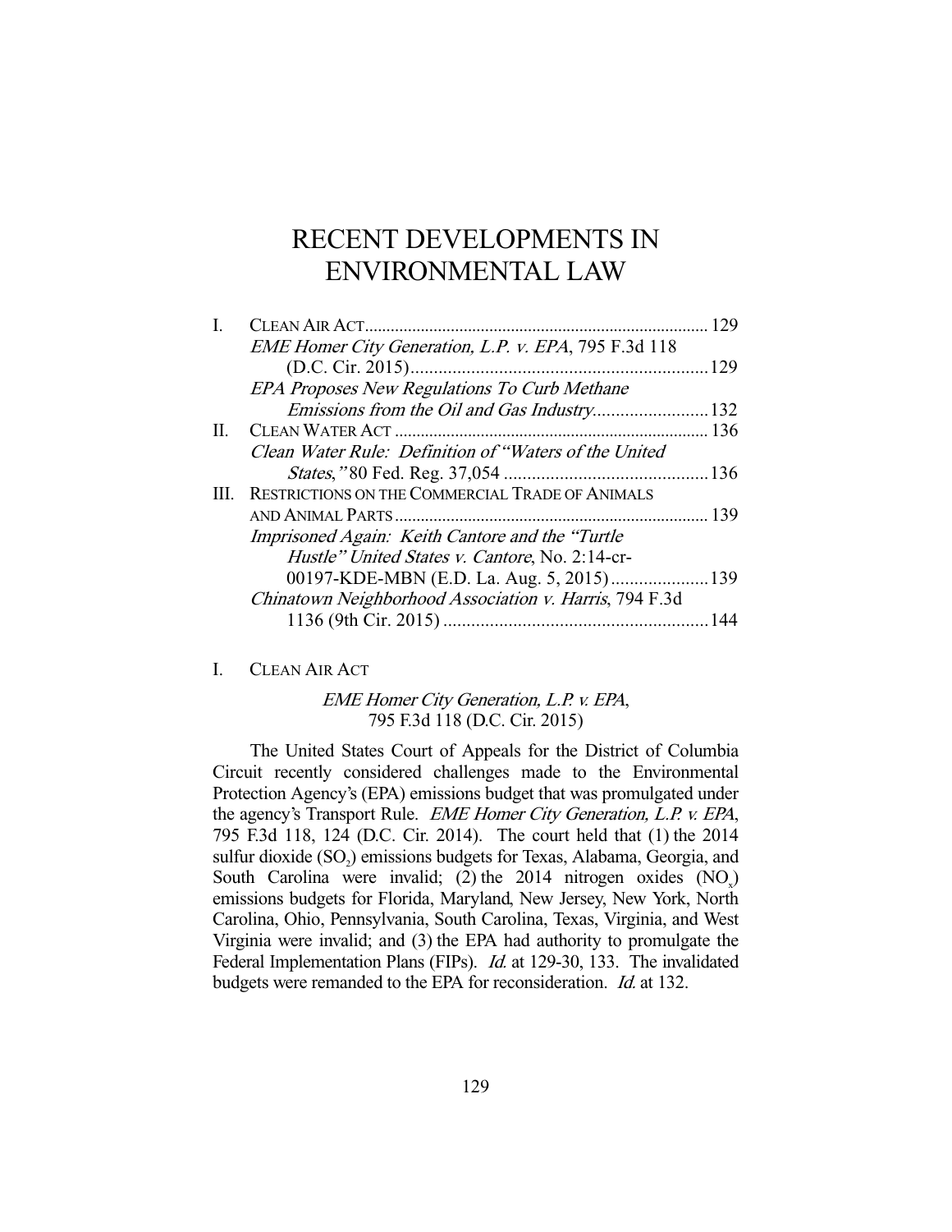# RECENT DEVELOPMENTS IN ENVIRONMENTAL LAW

| | | |
|---|---|---|
| I. | CLEAN AIR ACT | 129 |
| | *EME Homer City Generation, L.P. v. EPA*, 795 F.3d 118 (D.C. Cir. 2015) | 129 |
| | *EPA Proposes New Regulations To Curb Methane Emissions from the Oil and Gas Industry* | 132 |
| II. | CLEAN WATER ACT | 136 |
| | *Clean Water Rule: Definition of "Waters of the United States,"* 80 Fed. Reg. 37,054 | 136 |
| III. | RESTRICTIONS ON THE COMMERCIAL TRADE OF ANIMALS AND ANIMAL PARTS | 139 |
| | *Imprisoned Again: Keith Cantore and the "Turtle Hustle" United States v. Cantore*, No. 2:14-cr-00197-KDE-MBN (E.D. La. Aug. 5, 2015) | 139 |
| | *Chinatown Neighborhood Association v. Harris*, 794 F.3d 1136 (9th Cir. 2015) | 144 |

## I. CLEAN AIR ACT

### *EME Homer City Generation, L.P. v. EPA*, 795 F.3d 118 (D.C. Cir. 2015)

The United States Court of Appeals for the District of Columbia Circuit recently considered challenges made to the Environmental Protection Agency's (EPA) emissions budget that was promulgated under the agency's Transport Rule. *EME Homer City Generation, L.P. v. EPA*, 795 F.3d 118, 124 (D.C. Cir. 2014). The court held that (1) the 2014 sulfur dioxide ($SO_2$) emissions budgets for Texas, Alabama, Georgia, and South Carolina were invalid; (2) the 2014 nitrogen oxides ($NO_x$) emissions budgets for Florida, Maryland, New Jersey, New York, North Carolina, Ohio, Pennsylvania, South Carolina, Texas, Virginia, and West Virginia were invalid; and (3) the EPA had authority to promulgate the Federal Implementation Plans (FIPs). *Id.* at 129-30, 133. The invalidated budgets were remanded to the EPA for reconsideration. *Id.* at 132.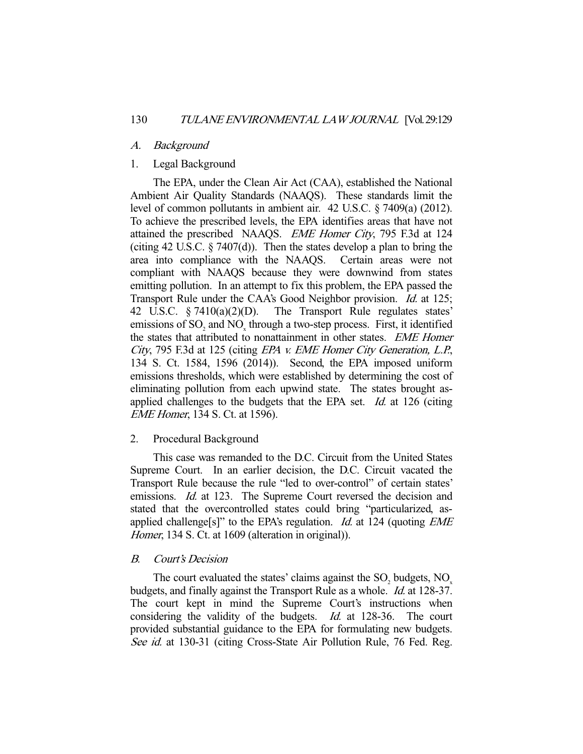### *A. Background*

#### 1. Legal Background

The EPA, under the Clean Air Act (CAA), established the National Ambient Air Quality Standards (NAAQS). These standards limit the level of common pollutants in ambient air. 42 U.S.C. § 7409(a) (2012). To achieve the prescribed levels, the EPA identifies areas that have not attained the prescribed NAAQS. *EME Homer City*, 795 F.3d at 124 (citing 42 U.S.C. § 7407(d)). Then the states develop a plan to bring the area into compliance with the NAAQS. Certain areas were not compliant with NAAQS because they were downwind from states emitting pollution. In an attempt to fix this problem, the EPA passed the Transport Rule under the CAA's Good Neighbor provision. *Id.* at 125; 42 U.S.C. § 7410(a)(2)(D). The Transport Rule regulates states' emissions of $SO_2$ and $NO_x$ through a two-step process. First, it identified the states that attributed to nonattainment in other states. *EME Homer City*, 795 F.3d at 125 (citing *EPA v. EME Homer City Generation, L.P.*, 134 S. Ct. 1584, 1596 (2014)). Second, the EPA imposed uniform emissions thresholds, which were established by determining the cost of eliminating pollution from each upwind state. The states brought as-applied challenges to the budgets that the EPA set. *Id.* at 126 (citing *EME Homer*, 134 S. Ct. at 1596).

#### 2. Procedural Background

This case was remanded to the D.C. Circuit from the United States Supreme Court. In an earlier decision, the D.C. Circuit vacated the Transport Rule because the rule "led to over-control" of certain states' emissions. *Id.* at 123. The Supreme Court reversed the decision and stated that the overcontrolled states could bring "particularized, as-applied challenge[s]" to the EPA's regulation. *Id.* at 124 (quoting *EME Homer*, 134 S. Ct. at 1609 (alteration in original)).

### *B. Court's Decision*

The court evaluated the states' claims against the $SO_2$ budgets, $NO_x$ budgets, and finally against the Transport Rule as a whole. *Id.* at 128-37. The court kept in mind the Supreme Court's instructions when considering the validity of the budgets. *Id.* at 128-36. The court provided substantial guidance to the EPA for formulating new budgets. *See id.* at 130-31 (citing Cross-State Air Pollution Rule, 76 Fed. Reg.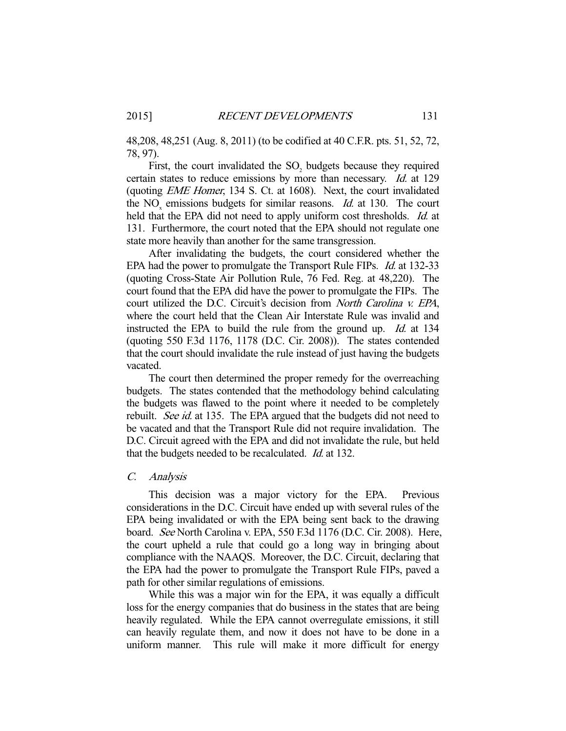48,208, 48,251 (Aug. 8, 2011) (to be codified at 40 C.F.R. pts. 51, 52, 72, 78, 97).

First, the court invalidated the $SO_2$ budgets because they required certain states to reduce emissions by more than necessary. *Id.* at 129 (quoting *EME Homer*, 134 S. Ct. at 1608). Next, the court invalidated the $NO_x$ emissions budgets for similar reasons. *Id.* at 130. The court held that the EPA did not need to apply uniform cost thresholds. *Id.* at 131. Furthermore, the court noted that the EPA should not regulate one state more heavily than another for the same transgression.

After invalidating the budgets, the court considered whether the EPA had the power to promulgate the Transport Rule FIPs. *Id.* at 132-33 (quoting Cross-State Air Pollution Rule, 76 Fed. Reg. at 48,220). The court found that the EPA did have the power to promulgate the FIPs. The court utilized the D.C. Circuit's decision from *North Carolina v. EPA*, where the court held that the Clean Air Interstate Rule was invalid and instructed the EPA to build the rule from the ground up. *Id.* at 134 (quoting 550 F.3d 1176, 1178 (D.C. Cir. 2008)). The states contended that the court should invalidate the rule instead of just having the budgets vacated.

The court then determined the proper remedy for the overreaching budgets. The states contended that the methodology behind calculating the budgets was flawed to the point where it needed to be completely rebuilt. *See id.* at 135. The EPA argued that the budgets did not need to be vacated and that the Transport Rule did not require invalidation. The D.C. Circuit agreed with the EPA and did not invalidate the rule, but held that the budgets needed to be recalculated. *Id.* at 132.

### *C. Analysis*

This decision was a major victory for the EPA. Previous considerations in the D.C. Circuit have ended up with several rules of the EPA being invalidated or with the EPA being sent back to the drawing board. *See* North Carolina v. EPA, 550 F.3d 1176 (D.C. Cir. 2008). Here, the court upheld a rule that could go a long way in bringing about compliance with the NAAQS. Moreover, the D.C. Circuit, declaring that the EPA had the power to promulgate the Transport Rule FIPs, paved a path for other similar regulations of emissions.

While this was a major win for the EPA, it was equally a difficult loss for the energy companies that do business in the states that are being heavily regulated. While the EPA cannot overregulate emissions, it still can heavily regulate them, and now it does not have to be done in a uniform manner. This rule will make it more difficult for energy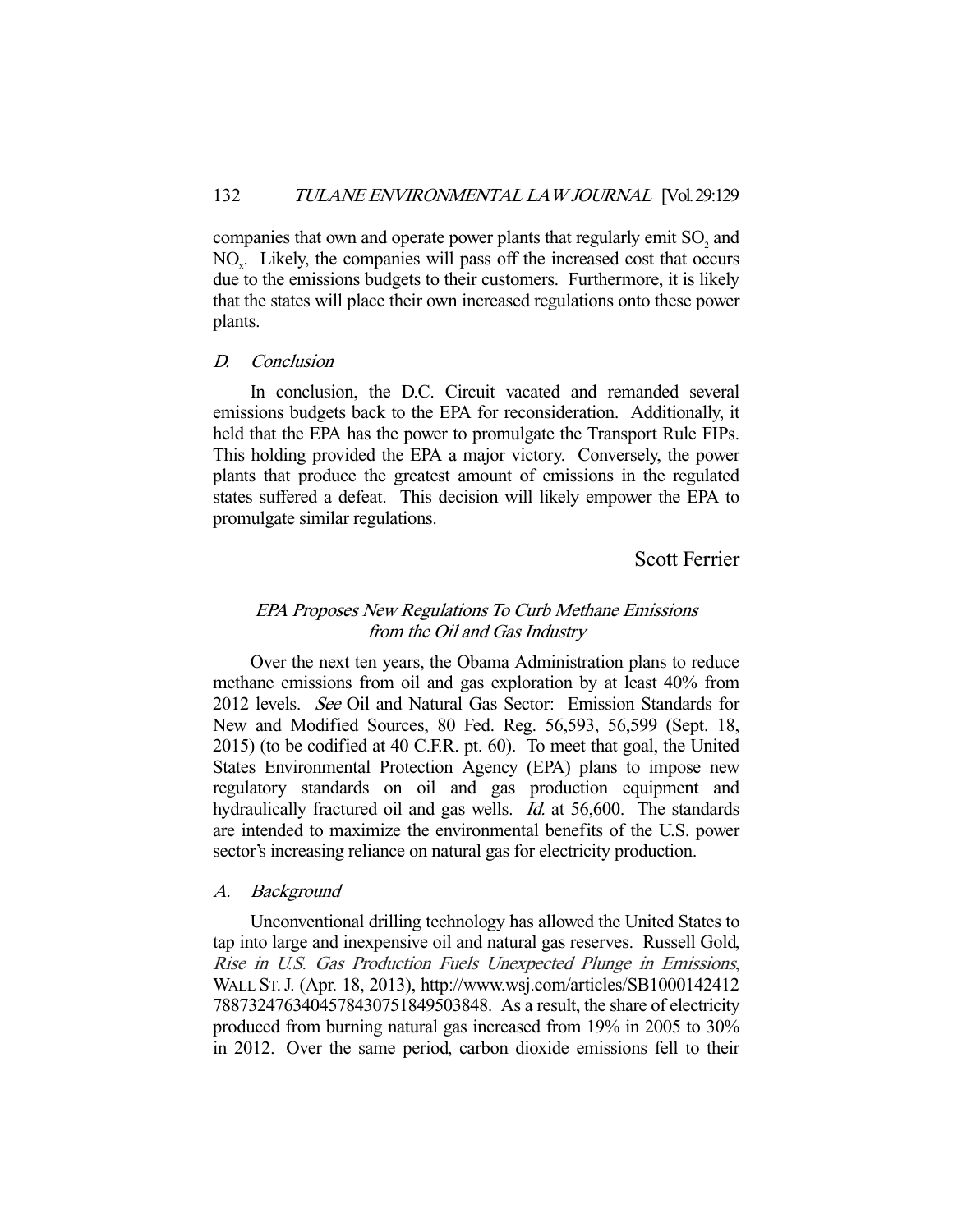companies that own and operate power plants that regularly emit $SO_2$ and $NO_x$. Likely, the companies will pass off the increased cost that occurs due to the emissions budgets to their customers. Furthermore, it is likely that the states will place their own increased regulations onto these power plants.

### *D. Conclusion*

In conclusion, the D.C. Circuit vacated and remanded several emissions budgets back to the EPA for reconsideration. Additionally, it held that the EPA has the power to promulgate the Transport Rule FIPs. This holding provided the EPA a major victory. Conversely, the power plants that produce the greatest amount of emissions in the regulated states suffered a defeat. This decision will likely empower the EPA to promulgate similar regulations.

Scott Ferrier

## *EPA Proposes New Regulations To Curb Methane Emissions from the Oil and Gas Industry*

Over the next ten years, the Obama Administration plans to reduce methane emissions from oil and gas exploration by at least 40% from 2012 levels. *See* Oil and Natural Gas Sector: Emission Standards for New and Modified Sources, 80 Fed. Reg. 56,593, 56,599 (Sept. 18, 2015) (to be codified at 40 C.F.R. pt. 60). To meet that goal, the United States Environmental Protection Agency (EPA) plans to impose new regulatory standards on oil and gas production equipment and hydraulically fractured oil and gas wells. *Id.* at 56,600. The standards are intended to maximize the environmental benefits of the U.S. power sector's increasing reliance on natural gas for electricity production.

### *A. Background*

Unconventional drilling technology has allowed the United States to tap into large and inexpensive oil and natural gas reserves. Russell Gold, *Rise in U.S. Gas Production Fuels Unexpected Plunge in Emissions*, WALL ST. J. (Apr. 18, 2013), http://www.wsj.com/articles/SB10001424127887324763404578430751849503848. As a result, the share of electricity produced from burning natural gas increased from 19% in 2005 to 30% in 2012. Over the same period, carbon dioxide emissions fell to their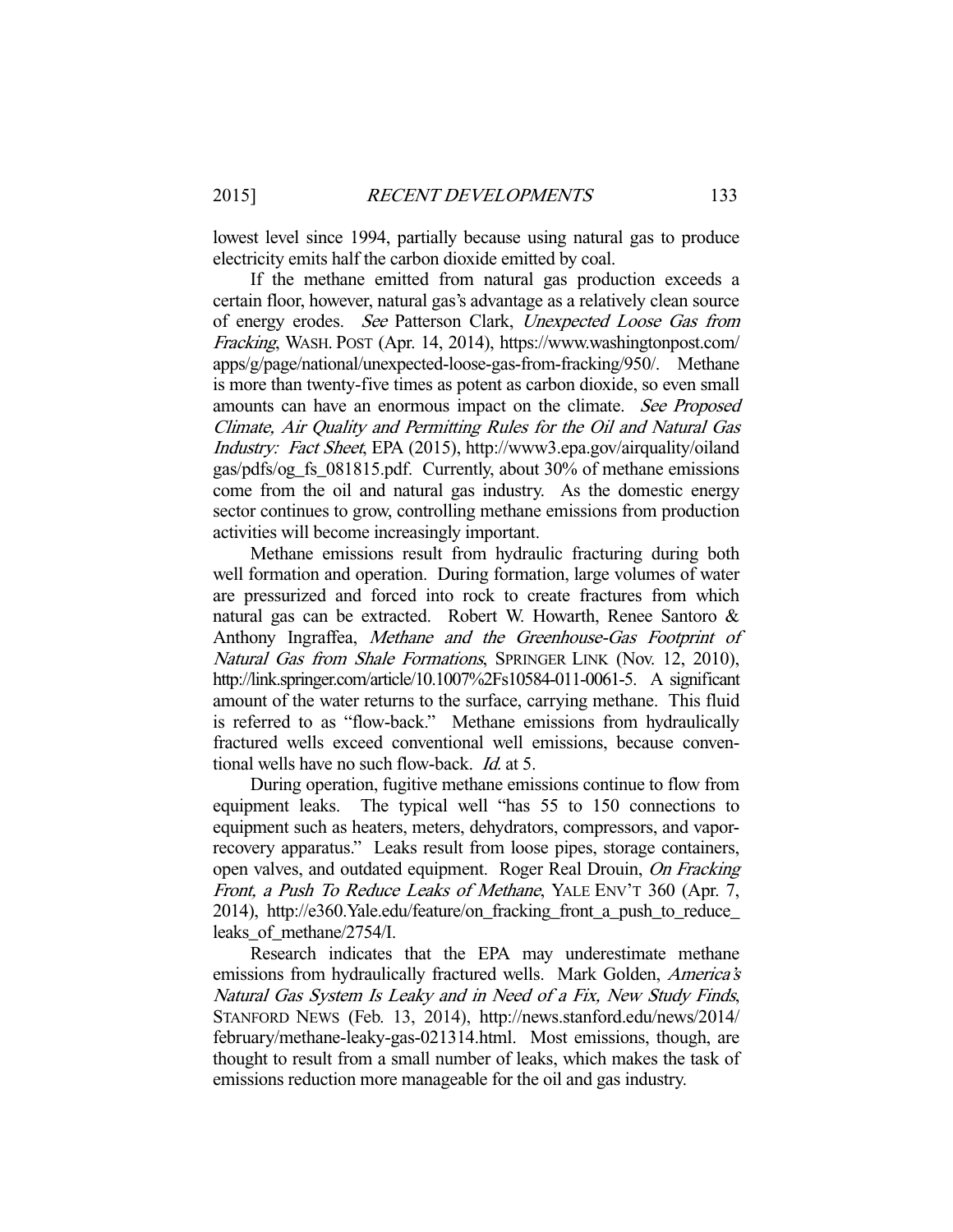lowest level since 1994, partially because using natural gas to produce electricity emits half the carbon dioxide emitted by coal.

If the methane emitted from natural gas production exceeds a certain floor, however, natural gas's advantage as a relatively clean source of energy erodes. *See* Patterson Clark, *Unexpected Loose Gas from Fracking*, WASH. POST (Apr. 14, 2014), https://www.washingtonpost.com/apps/g/page/national/unexpected-loose-gas-from-fracking/950/. Methane is more than twenty-five times as potent as carbon dioxide, so even small amounts can have an enormous impact on the climate. *See Proposed Climate, Air Quality and Permitting Rules for the Oil and Natural Gas Industry: Fact Sheet*, EPA (2015), http://www3.epa.gov/airquality/oilandgas/pdfs/og_fs_081815.pdf. Currently, about 30% of methane emissions come from the oil and natural gas industry. As the domestic energy sector continues to grow, controlling methane emissions from production activities will become increasingly important.

Methane emissions result from hydraulic fracturing during both well formation and operation. During formation, large volumes of water are pressurized and forced into rock to create fractures from which natural gas can be extracted. Robert W. Howarth, Renee Santoro & Anthony Ingraffea, *Methane and the Greenhouse-Gas Footprint of Natural Gas from Shale Formations*, SPRINGER LINK (Nov. 12, 2010), http://link.springer.com/article/10.1007%2Fs10584-011-0061-5. A significant amount of the water returns to the surface, carrying methane. This fluid is referred to as "flow-back." Methane emissions from hydraulically fractured wells exceed conventional well emissions, because conventional wells have no such flow-back. *Id.* at 5.

During operation, fugitive methane emissions continue to flow from equipment leaks. The typical well "has 55 to 150 connections to equipment such as heaters, meters, dehydrators, compressors, and vapor-recovery apparatus." Leaks result from loose pipes, storage containers, open valves, and outdated equipment. Roger Real Drouin, *On Fracking Front, a Push To Reduce Leaks of Methane*, YALE ENV'T 360 (Apr. 7, 2014), http://e360.Yale.edu/feature/on_fracking_front_a_push_to_reduce_leaks_of_methane/2754/I.

Research indicates that the EPA may underestimate methane emissions from hydraulically fractured wells. Mark Golden, *America's Natural Gas System Is Leaky and in Need of a Fix, New Study Finds*, STANFORD NEWS (Feb. 13, 2014), http://news.stanford.edu/news/2014/february/methane-leaky-gas-021314.html. Most emissions, though, are thought to result from a small number of leaks, which makes the task of emissions reduction more manageable for the oil and gas industry.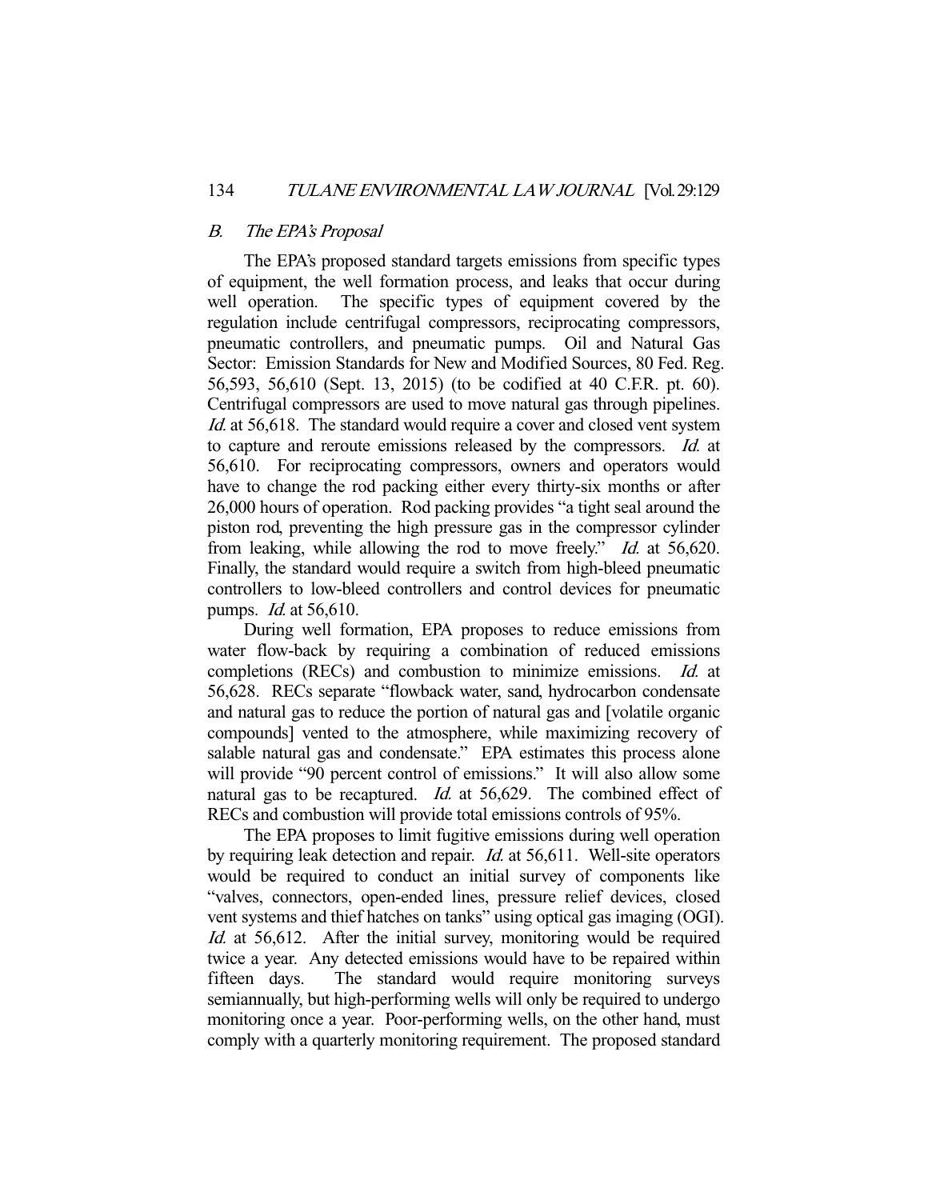### *B. The EPA's Proposal*

The EPA's proposed standard targets emissions from specific types of equipment, the well formation process, and leaks that occur during well operation. The specific types of equipment covered by the regulation include centrifugal compressors, reciprocating compressors, pneumatic controllers, and pneumatic pumps. Oil and Natural Gas Sector: Emission Standards for New and Modified Sources, 80 Fed. Reg. 56,593, 56,610 (Sept. 13, 2015) (to be codified at 40 C.F.R. pt. 60). Centrifugal compressors are used to move natural gas through pipelines. *Id.* at 56,618. The standard would require a cover and closed vent system to capture and reroute emissions released by the compressors. *Id.* at 56,610. For reciprocating compressors, owners and operators would have to change the rod packing either every thirty-six months or after 26,000 hours of operation. Rod packing provides "a tight seal around the piston rod, preventing the high pressure gas in the compressor cylinder from leaking, while allowing the rod to move freely." *Id.* at 56,620. Finally, the standard would require a switch from high-bleed pneumatic controllers to low-bleed controllers and control devices for pneumatic pumps. *Id.* at 56,610.

During well formation, EPA proposes to reduce emissions from water flow-back by requiring a combination of reduced emissions completions (RECs) and combustion to minimize emissions. *Id.* at 56,628. RECs separate "flowback water, sand, hydrocarbon condensate and natural gas to reduce the portion of natural gas and [volatile organic compounds] vented to the atmosphere, while maximizing recovery of salable natural gas and condensate." EPA estimates this process alone will provide "90 percent control of emissions." It will also allow some natural gas to be recaptured. *Id.* at 56,629. The combined effect of RECs and combustion will provide total emissions controls of 95%.

The EPA proposes to limit fugitive emissions during well operation by requiring leak detection and repair. *Id.* at 56,611. Well-site operators would be required to conduct an initial survey of components like "valves, connectors, open-ended lines, pressure relief devices, closed vent systems and thief hatches on tanks" using optical gas imaging (OGI). *Id.* at 56,612. After the initial survey, monitoring would be required twice a year. Any detected emissions would have to be repaired within fifteen days. The standard would require monitoring surveys semiannually, but high-performing wells will only be required to undergo monitoring once a year. Poor-performing wells, on the other hand, must comply with a quarterly monitoring requirement. The proposed standard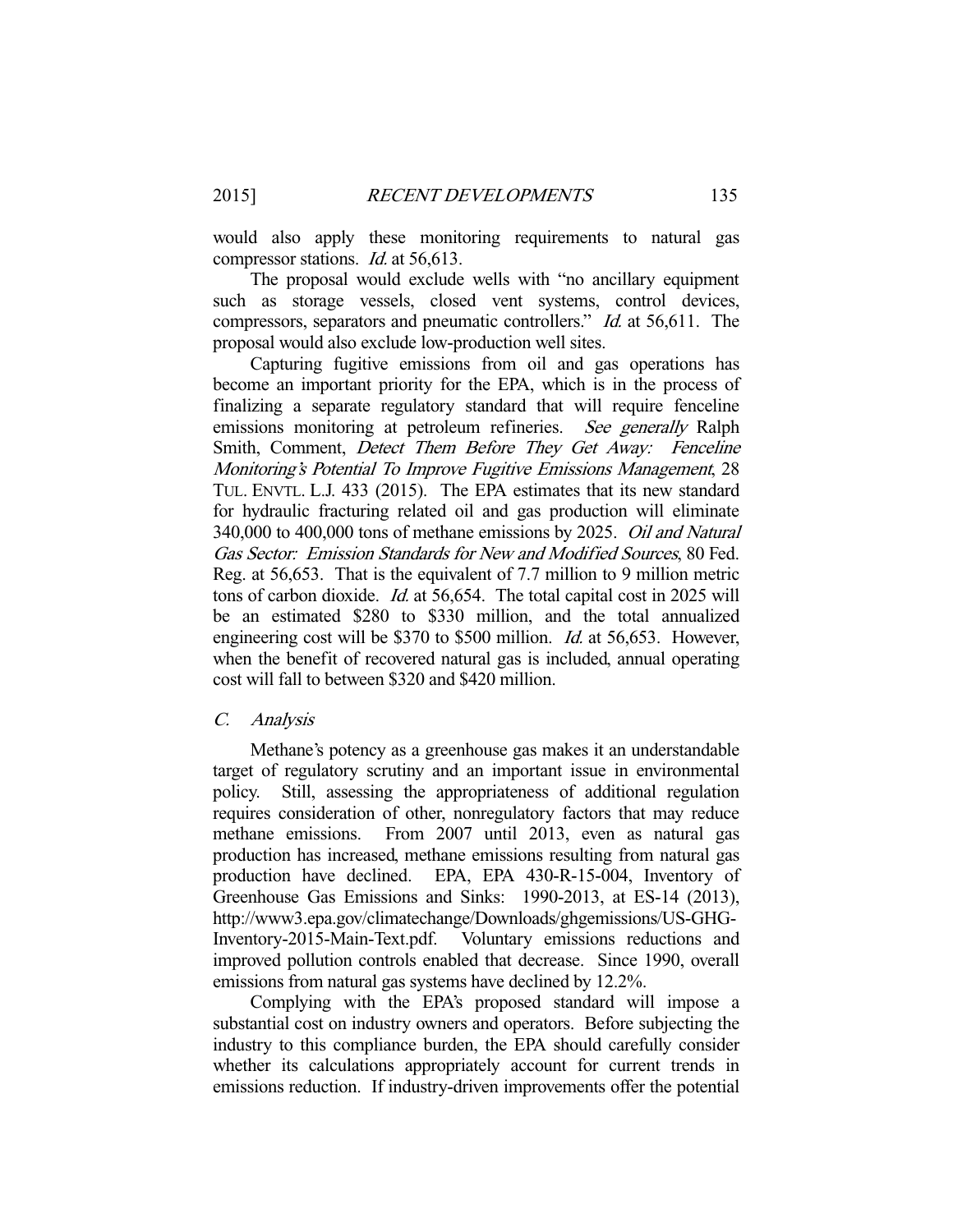would also apply these monitoring requirements to natural gas compressor stations. *Id.* at 56,613.

The proposal would exclude wells with "no ancillary equipment such as storage vessels, closed vent systems, control devices, compressors, separators and pneumatic controllers." *Id.* at 56,611. The proposal would also exclude low-production well sites.

Capturing fugitive emissions from oil and gas operations has become an important priority for the EPA, which is in the process of finalizing a separate regulatory standard that will require fenceline emissions monitoring at petroleum refineries. *See generally* Ralph Smith, Comment, *Detect Them Before They Get Away: Fenceline Monitoring's Potential To Improve Fugitive Emissions Management*, 28 TUL. ENVTL. L.J. 433 (2015). The EPA estimates that its new standard for hydraulic fracturing related oil and gas production will eliminate 340,000 to 400,000 tons of methane emissions by 2025. *Oil and Natural Gas Sector: Emission Standards for New and Modified Sources*, 80 Fed. Reg. at 56,653. That is the equivalent of 7.7 million to 9 million metric tons of carbon dioxide. *Id.* at 56,654. The total capital cost in 2025 will be an estimated $280 to $330 million, and the total annualized engineering cost will be $370 to $500 million. *Id.* at 56,653. However, when the benefit of recovered natural gas is included, annual operating cost will fall to between $320 and $420 million.

## C. *Analysis*

Methane's potency as a greenhouse gas makes it an understandable target of regulatory scrutiny and an important issue in environmental policy. Still, assessing the appropriateness of additional regulation requires consideration of other, nonregulatory factors that may reduce methane emissions. From 2007 until 2013, even as natural gas production has increased, methane emissions resulting from natural gas production have declined. EPA, EPA 430-R-15-004, Inventory of Greenhouse Gas Emissions and Sinks: 1990-2013, at ES-14 (2013), http://www3.epa.gov/climatechange/Downloads/ghgemissions/US-GHG-Inventory-2015-Main-Text.pdf. Voluntary emissions reductions and improved pollution controls enabled that decrease. Since 1990, overall emissions from natural gas systems have declined by 12.2%.

Complying with the EPA's proposed standard will impose a substantial cost on industry owners and operators. Before subjecting the industry to this compliance burden, the EPA should carefully consider whether its calculations appropriately account for current trends in emissions reduction. If industry-driven improvements offer the potential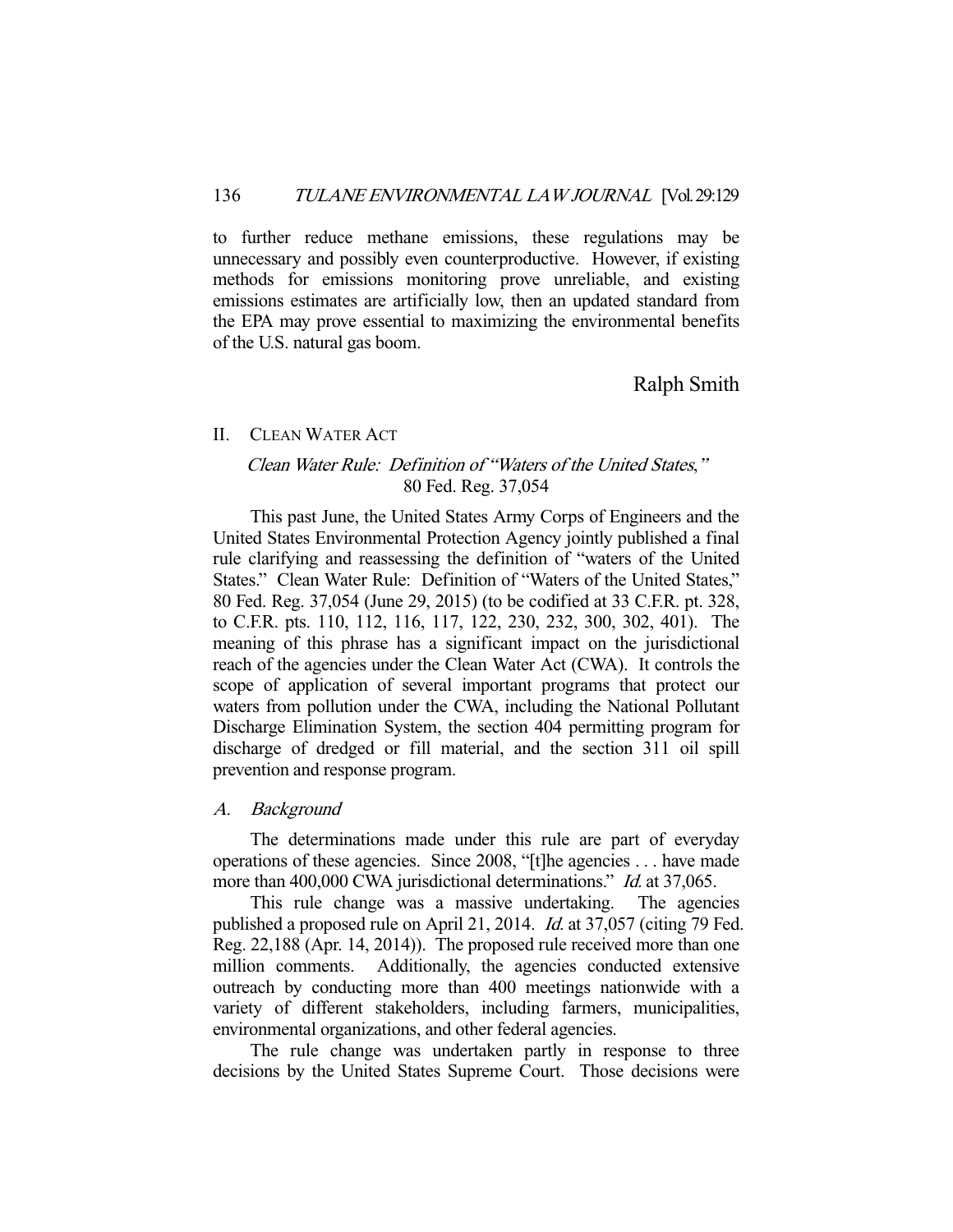to further reduce methane emissions, these regulations may be unnecessary and possibly even counterproductive. However, if existing methods for emissions monitoring prove unreliable, and existing emissions estimates are artificially low, then an updated standard from the EPA may prove essential to maximizing the environmental benefits of the U.S. natural gas boom.

Ralph Smith

## II. CLEAN WATER ACT

### *Clean Water Rule: Definition of "Waters of the United States,"* 80 Fed. Reg. 37,054

This past June, the United States Army Corps of Engineers and the United States Environmental Protection Agency jointly published a final rule clarifying and reassessing the definition of "waters of the United States." Clean Water Rule: Definition of "Waters of the United States," 80 Fed. Reg. 37,054 (June 29, 2015) (to be codified at 33 C.F.R. pt. 328, to C.F.R. pts. 110, 112, 116, 117, 122, 230, 232, 300, 302, 401). The meaning of this phrase has a significant impact on the jurisdictional reach of the agencies under the Clean Water Act (CWA). It controls the scope of application of several important programs that protect our waters from pollution under the CWA, including the National Pollutant Discharge Elimination System, the section 404 permitting program for discharge of dredged or fill material, and the section 311 oil spill prevention and response program.

#### *A. Background*

The determinations made under this rule are part of everyday operations of these agencies. Since 2008, "[t]he agencies . . . have made more than 400,000 CWA jurisdictional determinations." *Id.* at 37,065.

This rule change was a massive undertaking. The agencies published a proposed rule on April 21, 2014. *Id.* at 37,057 (citing 79 Fed. Reg. 22,188 (Apr. 14, 2014)). The proposed rule received more than one million comments. Additionally, the agencies conducted extensive outreach by conducting more than 400 meetings nationwide with a variety of different stakeholders, including farmers, municipalities, environmental organizations, and other federal agencies.

The rule change was undertaken partly in response to three decisions by the United States Supreme Court. Those decisions were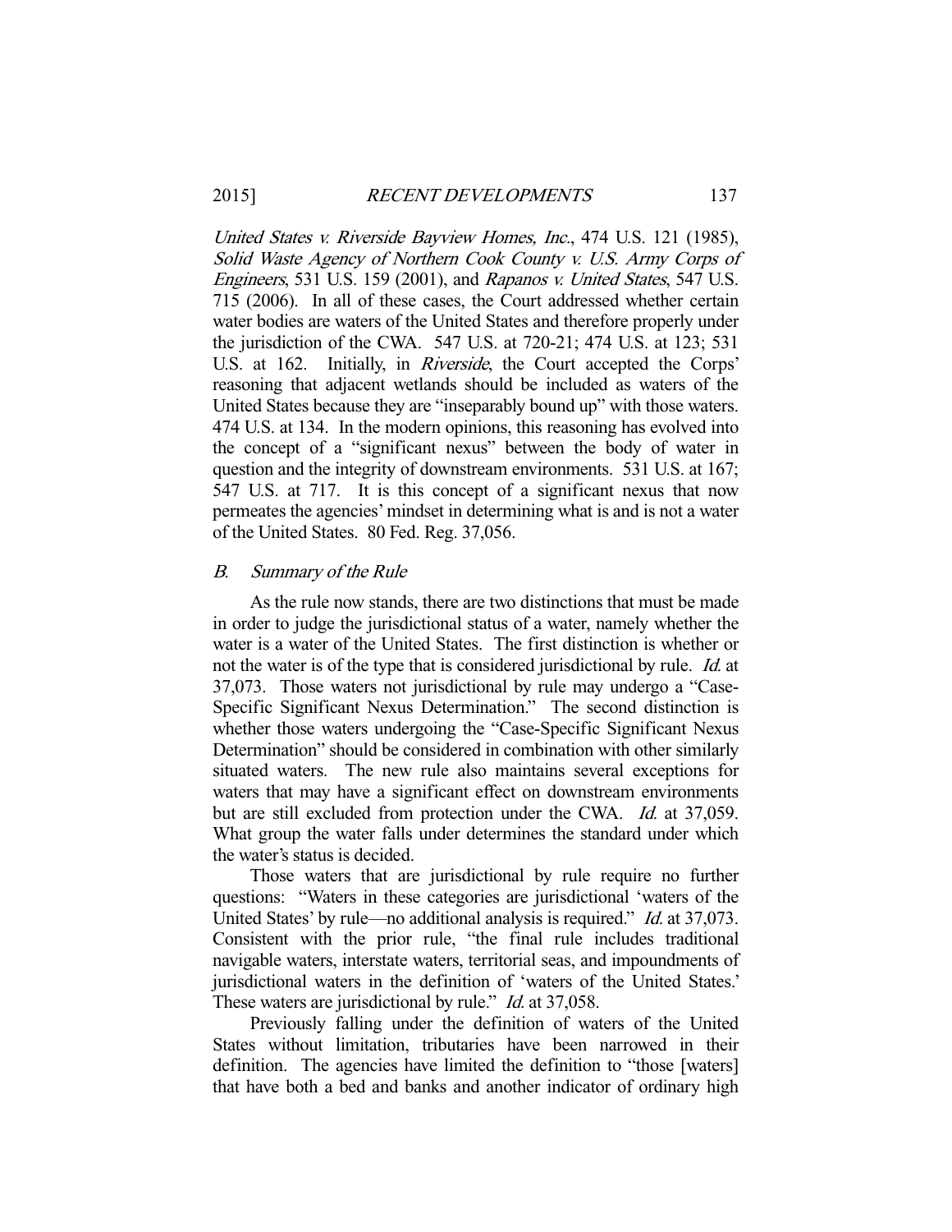*United States v. Riverside Bayview Homes, Inc.*, 474 U.S. 121 (1985), *Solid Waste Agency of Northern Cook County v. U.S. Army Corps of Engineers*, 531 U.S. 159 (2001), and *Rapanos v. United States*, 547 U.S. 715 (2006). In all of these cases, the Court addressed whether certain water bodies are waters of the United States and therefore properly under the jurisdiction of the CWA. 547 U.S. at 720-21; 474 U.S. at 123; 531 U.S. at 162. Initially, in *Riverside*, the Court accepted the Corps' reasoning that adjacent wetlands should be included as waters of the United States because they are "inseparably bound up" with those waters. 474 U.S. at 134. In the modern opinions, this reasoning has evolved into the concept of a "significant nexus" between the body of water in question and the integrity of downstream environments. 531 U.S. at 167; 547 U.S. at 717. It is this concept of a significant nexus that now permeates the agencies' mindset in determining what is and is not a water of the United States. 80 Fed. Reg. 37,056.

### *B. Summary of the Rule*

As the rule now stands, there are two distinctions that must be made in order to judge the jurisdictional status of a water, namely whether the water is a water of the United States. The first distinction is whether or not the water is of the type that is considered jurisdictional by rule. *Id.* at 37,073. Those waters not jurisdictional by rule may undergo a "Case-Specific Significant Nexus Determination." The second distinction is whether those waters undergoing the "Case-Specific Significant Nexus Determination" should be considered in combination with other similarly situated waters. The new rule also maintains several exceptions for waters that may have a significant effect on downstream environments but are still excluded from protection under the CWA. *Id.* at 37,059. What group the water falls under determines the standard under which the water's status is decided.

Those waters that are jurisdictional by rule require no further questions: "Waters in these categories are jurisdictional 'waters of the United States' by rule—no additional analysis is required." *Id.* at 37,073. Consistent with the prior rule, "the final rule includes traditional navigable waters, interstate waters, territorial seas, and impoundments of jurisdictional waters in the definition of 'waters of the United States.' These waters are jurisdictional by rule." *Id.* at 37,058.

Previously falling under the definition of waters of the United States without limitation, tributaries have been narrowed in their definition. The agencies have limited the definition to "those [waters] that have both a bed and banks and another indicator of ordinary high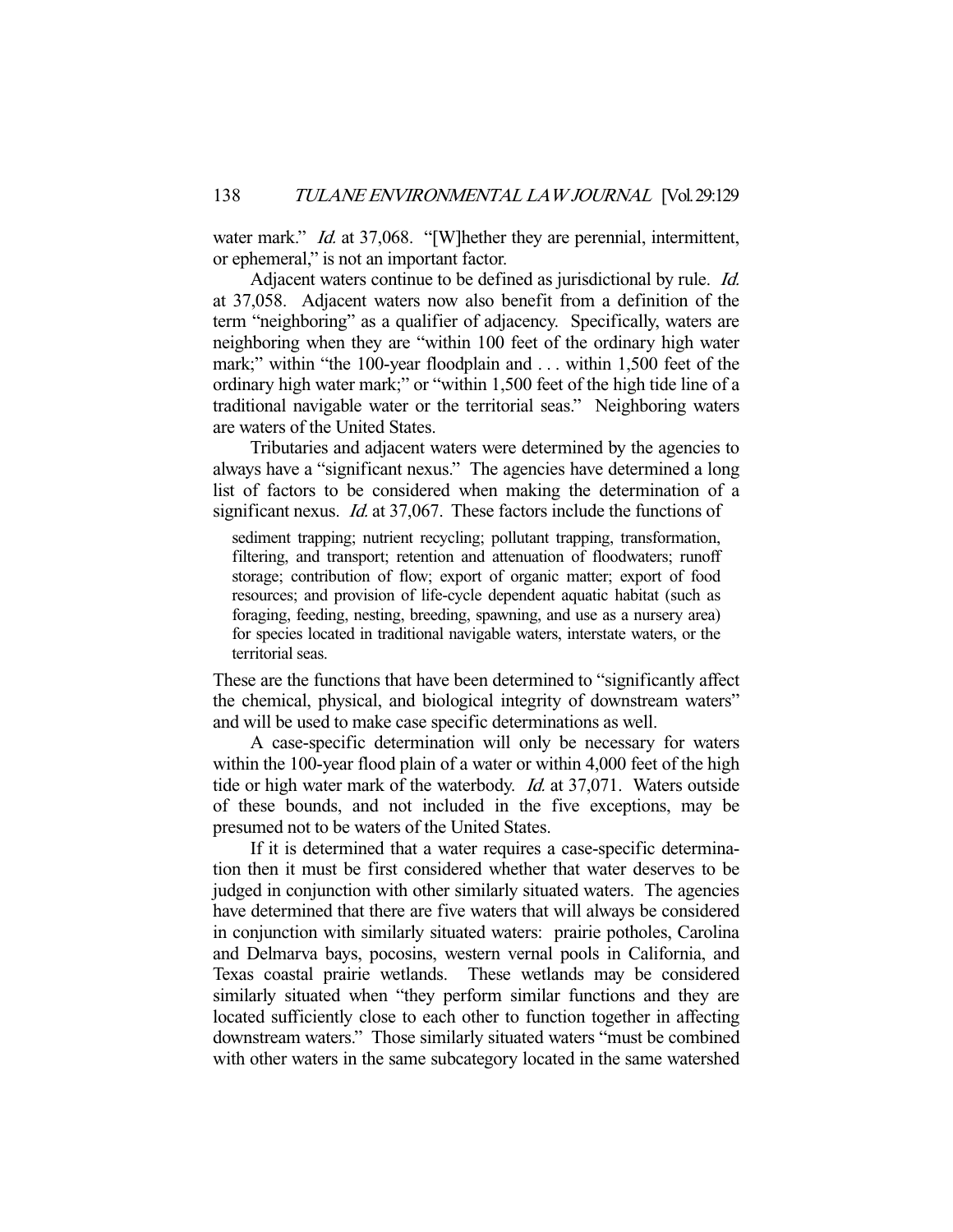water mark." *Id.* at 37,068. "[W]hether they are perennial, intermittent, or ephemeral," is not an important factor.

Adjacent waters continue to be defined as jurisdictional by rule. *Id.* at 37,058. Adjacent waters now also benefit from a definition of the term "neighboring" as a qualifier of adjacency. Specifically, waters are neighboring when they are "within 100 feet of the ordinary high water mark;" within "the 100-year floodplain and . . . within 1,500 feet of the ordinary high water mark;" or "within 1,500 feet of the high tide line of a traditional navigable water or the territorial seas." Neighboring waters are waters of the United States.

Tributaries and adjacent waters were determined by the agencies to always have a "significant nexus." The agencies have determined a long list of factors to be considered when making the determination of a significant nexus. *Id.* at 37,067. These factors include the functions of

> sediment trapping; nutrient recycling; pollutant trapping, transformation, filtering, and transport; retention and attenuation of floodwaters; runoff storage; contribution of flow; export of organic matter; export of food resources; and provision of life-cycle dependent aquatic habitat (such as foraging, feeding, nesting, breeding, spawning, and use as a nursery area) for species located in traditional navigable waters, interstate waters, or the territorial seas.

These are the functions that have been determined to "significantly affect the chemical, physical, and biological integrity of downstream waters" and will be used to make case specific determinations as well.

A case-specific determination will only be necessary for waters within the 100-year flood plain of a water or within 4,000 feet of the high tide or high water mark of the waterbody. *Id.* at 37,071. Waters outside of these bounds, and not included in the five exceptions, may be presumed not to be waters of the United States.

If it is determined that a water requires a case-specific determination then it must be first considered whether that water deserves to be judged in conjunction with other similarly situated waters. The agencies have determined that there are five waters that will always be considered in conjunction with similarly situated waters: prairie potholes, Carolina and Delmarva bays, pocosins, western vernal pools in California, and Texas coastal prairie wetlands. These wetlands may be considered similarly situated when "they perform similar functions and they are located sufficiently close to each other to function together in affecting downstream waters." Those similarly situated waters "must be combined with other waters in the same subcategory located in the same watershed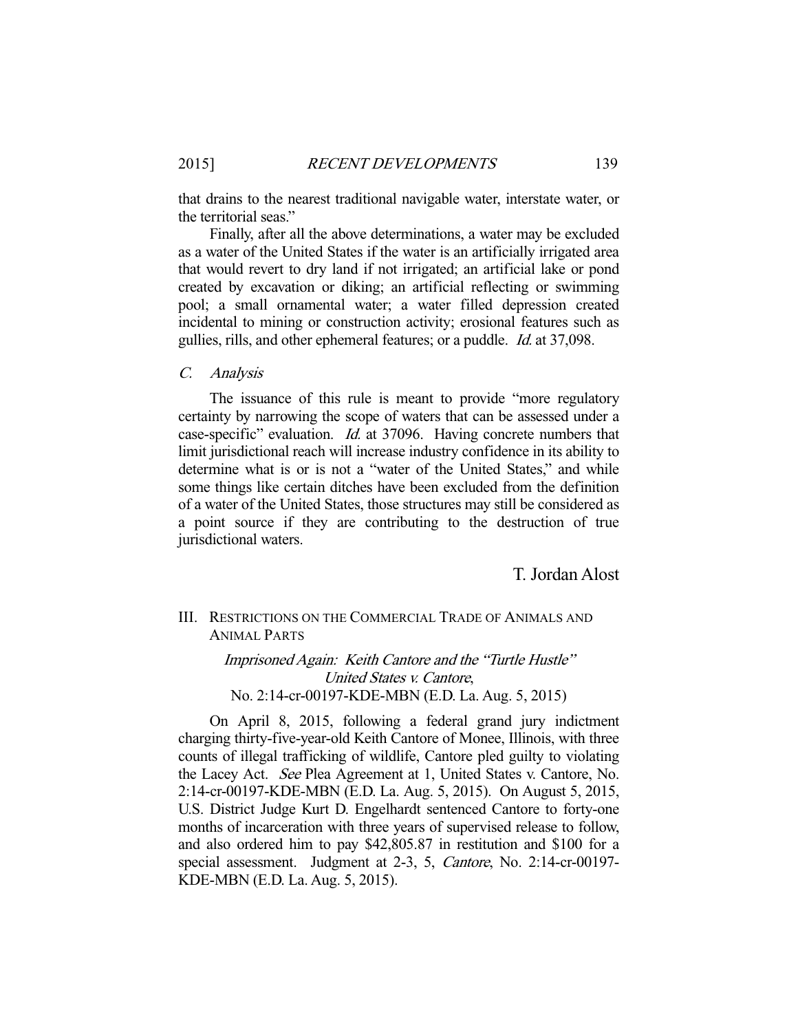that drains to the nearest traditional navigable water, interstate water, or the territorial seas."

Finally, after all the above determinations, a water may be excluded as a water of the United States if the water is an artificially irrigated area that would revert to dry land if not irrigated; an artificial lake or pond created by excavation or diking; an artificial reflecting or swimming pool; a small ornamental water; a water filled depression created incidental to mining or construction activity; erosional features such as gullies, rills, and other ephemeral features; or a puddle. *Id.* at 37,098.

### C. *Analysis*

The issuance of this rule is meant to provide "more regulatory certainty by narrowing the scope of waters that can be assessed under a case-specific" evaluation. *Id.* at 37096. Having concrete numbers that limit jurisdictional reach will increase industry confidence in its ability to determine what is or is not a "water of the United States," and while some things like certain ditches have been excluded from the definition of a water of the United States, those structures may still be considered as a point source if they are contributing to the destruction of true jurisdictional waters.

T. Jordan Alost

## III. RESTRICTIONS ON THE COMMERCIAL TRADE OF ANIMALS AND ANIMAL PARTS

### *Imprisoned Again: Keith Cantore and the "Turtle Hustle"*
### *United States v. Cantore*,
### No. 2:14-cr-00197-KDE-MBN (E.D. La. Aug. 5, 2015)

On April 8, 2015, following a federal grand jury indictment charging thirty-five-year-old Keith Cantore of Monee, Illinois, with three counts of illegal trafficking of wildlife, Cantore pled guilty to violating the Lacey Act. *See* Plea Agreement at 1, United States v. Cantore, No. 2:14-cr-00197-KDE-MBN (E.D. La. Aug. 5, 2015). On August 5, 2015, U.S. District Judge Kurt D. Engelhardt sentenced Cantore to forty-one months of incarceration with three years of supervised release to follow, and also ordered him to pay $42,805.87 in restitution and $100 for a special assessment. Judgment at 2-3, 5, *Cantore*, No. 2:14-cr-00197-KDE-MBN (E.D. La. Aug. 5, 2015).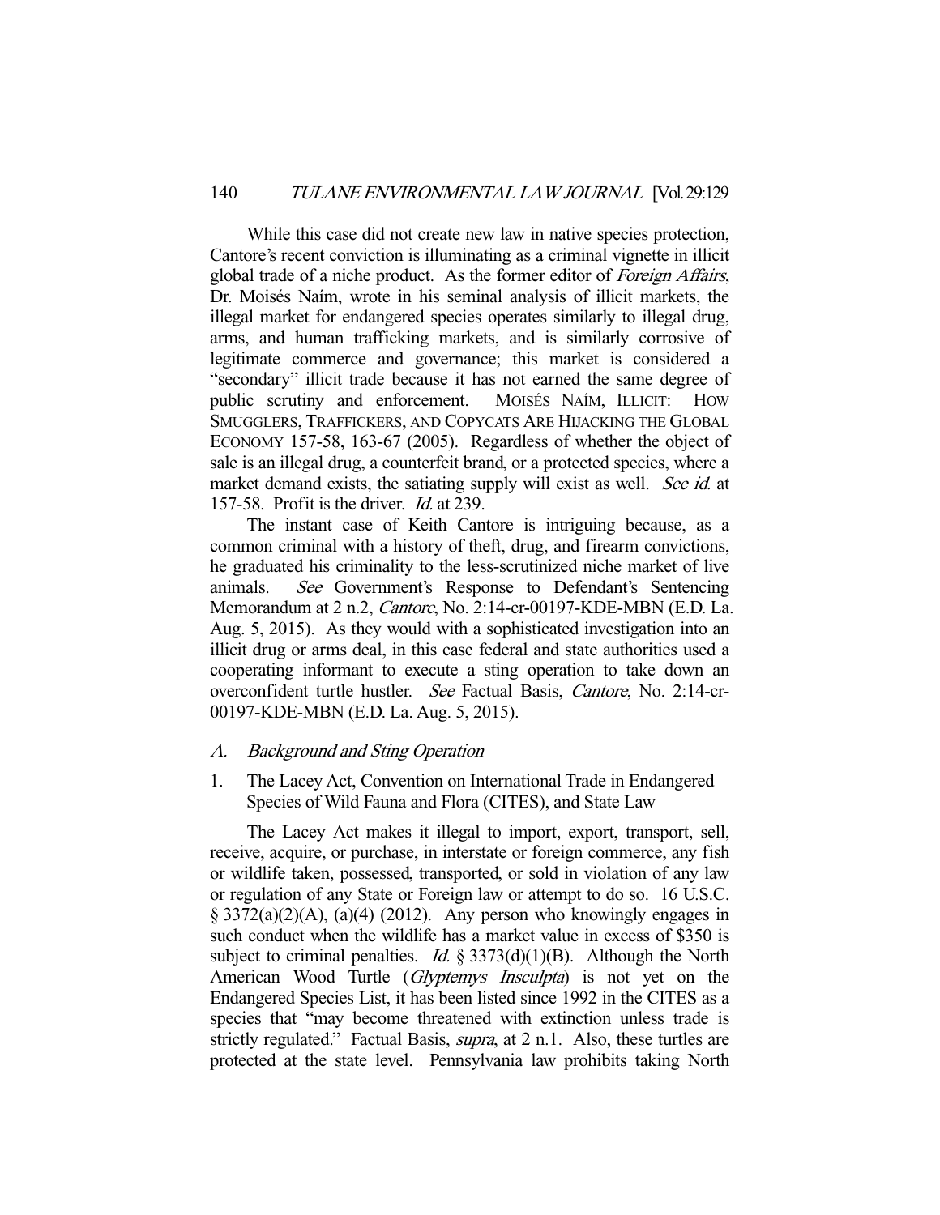While this case did not create new law in native species protection, Cantore's recent conviction is illuminating as a criminal vignette in illicit global trade of a niche product. As the former editor of *Foreign Affairs*, Dr. Moisés Naím, wrote in his seminal analysis of illicit markets, the illegal market for endangered species operates similarly to illegal drug, arms, and human trafficking markets, and is similarly corrosive of legitimate commerce and governance; this market is considered a "secondary" illicit trade because it has not earned the same degree of public scrutiny and enforcement. MOISÉS NAÍM, ILLICIT: HOW SMUGGLERS, TRAFFICKERS, AND COPYCATS ARE HIJACKING THE GLOBAL ECONOMY 157-58, 163-67 (2005). Regardless of whether the object of sale is an illegal drug, a counterfeit brand, or a protected species, where a market demand exists, the satiating supply will exist as well. *See id.* at 157-58. Profit is the driver. *Id.* at 239.

The instant case of Keith Cantore is intriguing because, as a common criminal with a history of theft, drug, and firearm convictions, he graduated his criminality to the less-scrutinized niche market of live animals. *See* Government's Response to Defendant's Sentencing Memorandum at 2 n.2, *Cantore*, No. 2:14-cr-00197-KDE-MBN (E.D. La. Aug. 5, 2015). As they would with a sophisticated investigation into an illicit drug or arms deal, in this case federal and state authorities used a cooperating informant to execute a sting operation to take down an overconfident turtle hustler. *See* Factual Basis, *Cantore*, No. 2:14-cr-00197-KDE-MBN (E.D. La. Aug. 5, 2015).

### *A. Background and Sting Operation*

#### 1. The Lacey Act, Convention on International Trade in Endangered Species of Wild Fauna and Flora (CITES), and State Law

The Lacey Act makes it illegal to import, export, transport, sell, receive, acquire, or purchase, in interstate or foreign commerce, any fish or wildlife taken, possessed, transported, or sold in violation of any law or regulation of any State or Foreign law or attempt to do so. 16 U.S.C. § 3372(a)(2)(A), (a)(4) (2012). Any person who knowingly engages in such conduct when the wildlife has a market value in excess of $350 is subject to criminal penalties. *Id.* § 3373(d)(1)(B). Although the North American Wood Turtle (*Glyptemys Insculpta*) is not yet on the Endangered Species List, it has been listed since 1992 in the CITES as a species that "may become threatened with extinction unless trade is strictly regulated." Factual Basis, *supra*, at 2 n.1. Also, these turtles are protected at the state level. Pennsylvania law prohibits taking North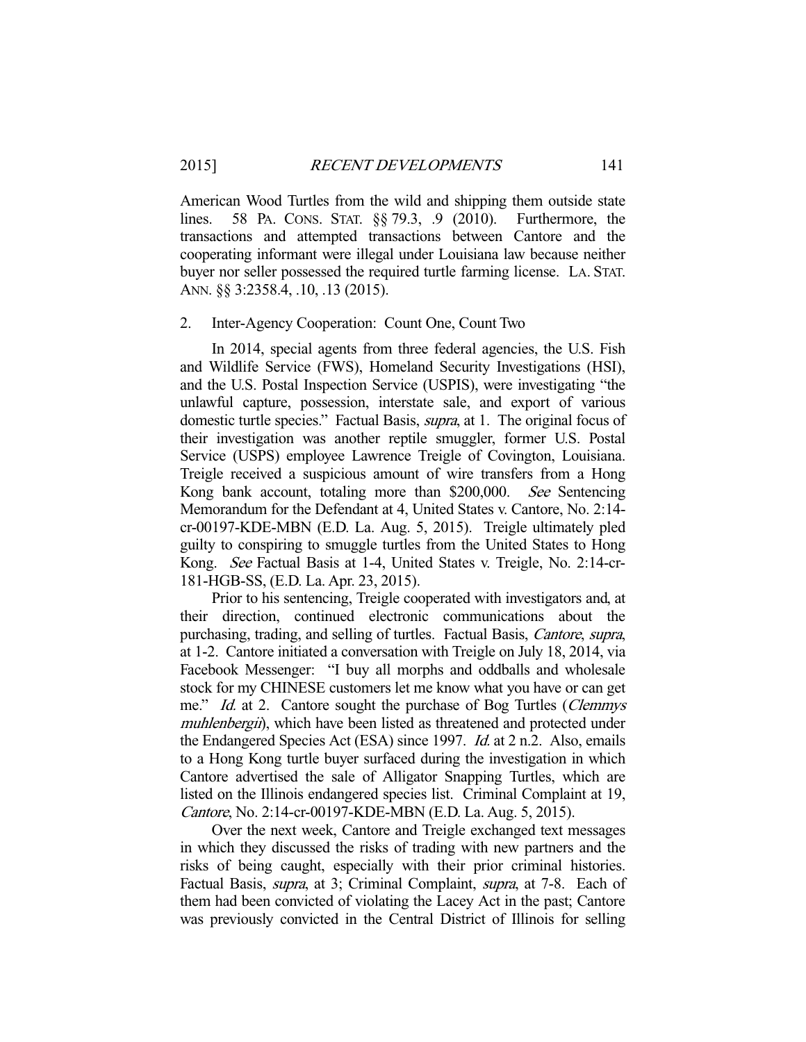American Wood Turtles from the wild and shipping them outside state lines. 58 PA. CONS. STAT. §§ 79.3, .9 (2010). Furthermore, the transactions and attempted transactions between Cantore and the cooperating informant were illegal under Louisiana law because neither buyer nor seller possessed the required turtle farming license. LA. STAT. ANN. §§ 3:2358.4, .10, .13 (2015).

### 2. Inter-Agency Cooperation: Count One, Count Two

In 2014, special agents from three federal agencies, the U.S. Fish and Wildlife Service (FWS), Homeland Security Investigations (HSI), and the U.S. Postal Inspection Service (USPIS), were investigating "the unlawful capture, possession, interstate sale, and export of various domestic turtle species." Factual Basis, *supra*, at 1. The original focus of their investigation was another reptile smuggler, former U.S. Postal Service (USPS) employee Lawrence Treigle of Covington, Louisiana. Treigle received a suspicious amount of wire transfers from a Hong Kong bank account, totaling more than $200,000. *See* Sentencing Memorandum for the Defendant at 4, United States v. Cantore, No. 2:14-cr-00197-KDE-MBN (E.D. La. Aug. 5, 2015). Treigle ultimately pled guilty to conspiring to smuggle turtles from the United States to Hong Kong. *See* Factual Basis at 1-4, United States v. Treigle, No. 2:14-cr-181-HGB-SS, (E.D. La. Apr. 23, 2015).

Prior to his sentencing, Treigle cooperated with investigators and, at their direction, continued electronic communications about the purchasing, trading, and selling of turtles. Factual Basis, *Cantore*, *supra*, at 1-2. Cantore initiated a conversation with Treigle on July 18, 2014, via Facebook Messenger: "I buy all morphs and oddballs and wholesale stock for my CHINESE customers let me know what you have or can get me." *Id.* at 2. Cantore sought the purchase of Bog Turtles (*Clemmys muhlenbergii*), which have been listed as threatened and protected under the Endangered Species Act (ESA) since 1997. *Id.* at 2 n.2. Also, emails to a Hong Kong turtle buyer surfaced during the investigation in which Cantore advertised the sale of Alligator Snapping Turtles, which are listed on the Illinois endangered species list. Criminal Complaint at 19, *Cantore*, No. 2:14-cr-00197-KDE-MBN (E.D. La. Aug. 5, 2015).

Over the next week, Cantore and Treigle exchanged text messages in which they discussed the risks of trading with new partners and the risks of being caught, especially with their prior criminal histories. Factual Basis, *supra*, at 3; Criminal Complaint, *supra*, at 7-8. Each of them had been convicted of violating the Lacey Act in the past; Cantore was previously convicted in the Central District of Illinois for selling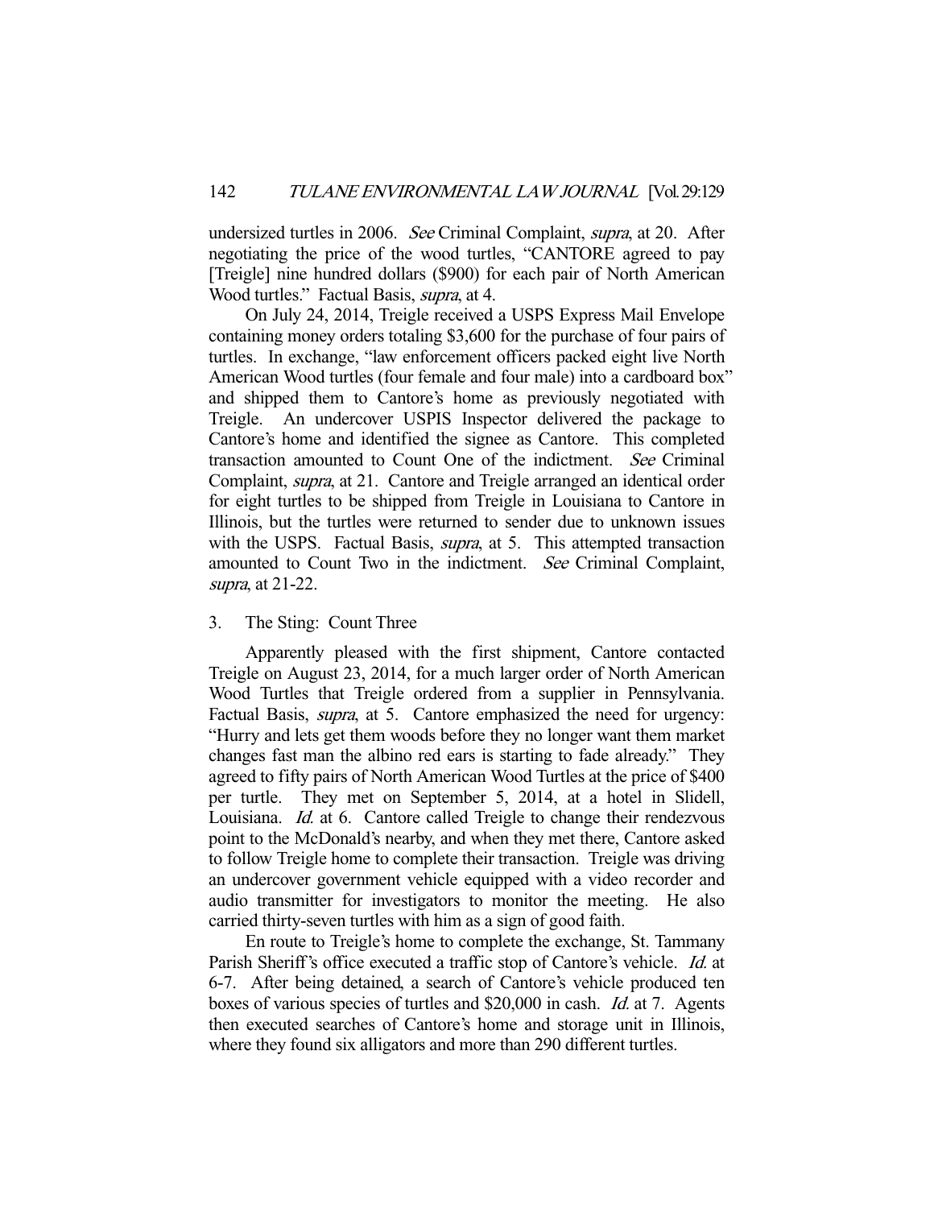undersized turtles in 2006. *See* Criminal Complaint, *supra*, at 20. After negotiating the price of the wood turtles, "CANTORE agreed to pay [Treigle] nine hundred dollars ($900) for each pair of North American Wood turtles." Factual Basis, *supra*, at 4.

On July 24, 2014, Treigle received a USPS Express Mail Envelope containing money orders totaling $3,600 for the purchase of four pairs of turtles. In exchange, "law enforcement officers packed eight live North American Wood turtles (four female and four male) into a cardboard box" and shipped them to Cantore's home as previously negotiated with Treigle. An undercover USPIS Inspector delivered the package to Cantore's home and identified the signee as Cantore. This completed transaction amounted to Count One of the indictment. *See* Criminal Complaint, *supra*, at 21. Cantore and Treigle arranged an identical order for eight turtles to be shipped from Treigle in Louisiana to Cantore in Illinois, but the turtles were returned to sender due to unknown issues with the USPS. Factual Basis, *supra*, at 5. This attempted transaction amounted to Count Two in the indictment. *See* Criminal Complaint, *supra*, at 21-22.

### 3. The Sting: Count Three

Apparently pleased with the first shipment, Cantore contacted Treigle on August 23, 2014, for a much larger order of North American Wood Turtles that Treigle ordered from a supplier in Pennsylvania. Factual Basis, *supra*, at 5. Cantore emphasized the need for urgency: "Hurry and lets get them woods before they no longer want them market changes fast man the albino red ears is starting to fade already." They agreed to fifty pairs of North American Wood Turtles at the price of $400 per turtle. They met on September 5, 2014, at a hotel in Slidell, Louisiana. *Id.* at 6. Cantore called Treigle to change their rendezvous point to the McDonald's nearby, and when they met there, Cantore asked to follow Treigle home to complete their transaction. Treigle was driving an undercover government vehicle equipped with a video recorder and audio transmitter for investigators to monitor the meeting. He also carried thirty-seven turtles with him as a sign of good faith.

En route to Treigle's home to complete the exchange, St. Tammany Parish Sheriff's office executed a traffic stop of Cantore's vehicle. *Id.* at 6-7. After being detained, a search of Cantore's vehicle produced ten boxes of various species of turtles and $20,000 in cash. *Id.* at 7. Agents then executed searches of Cantore's home and storage unit in Illinois, where they found six alligators and more than 290 different turtles.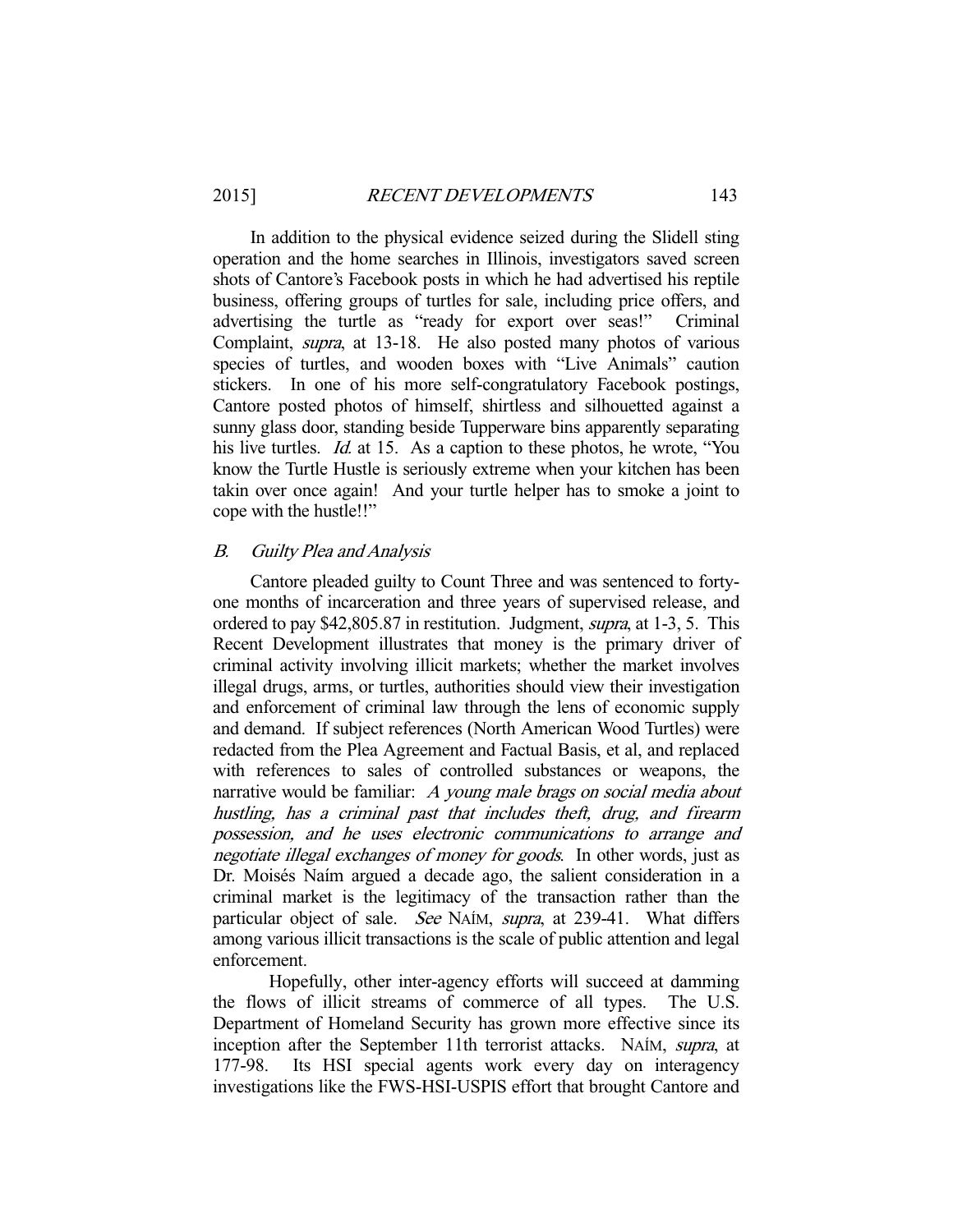In addition to the physical evidence seized during the Slidell sting operation and the home searches in Illinois, investigators saved screen shots of Cantore's Facebook posts in which he had advertised his reptile business, offering groups of turtles for sale, including price offers, and advertising the turtle as "ready for export over seas!" Criminal Complaint, *supra*, at 13-18. He also posted many photos of various species of turtles, and wooden boxes with "Live Animals" caution stickers. In one of his more self-congratulatory Facebook postings, Cantore posted photos of himself, shirtless and silhouetted against a sunny glass door, standing beside Tupperware bins apparently separating his live turtles. *Id.* at 15. As a caption to these photos, he wrote, "You know the Turtle Hustle is seriously extreme when your kitchen has been takin over once again! And your turtle helper has to smoke a joint to cope with the hustle!!"

### *B. Guilty Plea and Analysis*

Cantore pleaded guilty to Count Three and was sentenced to forty-one months of incarceration and three years of supervised release, and ordered to pay $42,805.87 in restitution. Judgment, *supra*, at 1-3, 5. This Recent Development illustrates that money is the primary driver of criminal activity involving illicit markets; whether the market involves illegal drugs, arms, or turtles, authorities should view their investigation and enforcement of criminal law through the lens of economic supply and demand. If subject references (North American Wood Turtles) were redacted from the Plea Agreement and Factual Basis, et al, and replaced with references to sales of controlled substances or weapons, the narrative would be familiar: *A young male brags on social media about hustling, has a criminal past that includes theft, drug, and firearm possession, and he uses electronic communications to arrange and negotiate illegal exchanges of money for goods.* In other words, just as Dr. Moisés Naím argued a decade ago, the salient consideration in a criminal market is the legitimacy of the transaction rather than the particular object of sale. *See* NAÍM, *supra*, at 239-41. What differs among various illicit transactions is the scale of public attention and legal enforcement.

Hopefully, other inter-agency efforts will succeed at damming the flows of illicit streams of commerce of all types. The U.S. Department of Homeland Security has grown more effective since its inception after the September 11th terrorist attacks. NAÍM, *supra*, at 177-98. Its HSI special agents work every day on interagency investigations like the FWS-HSI-USPIS effort that brought Cantore and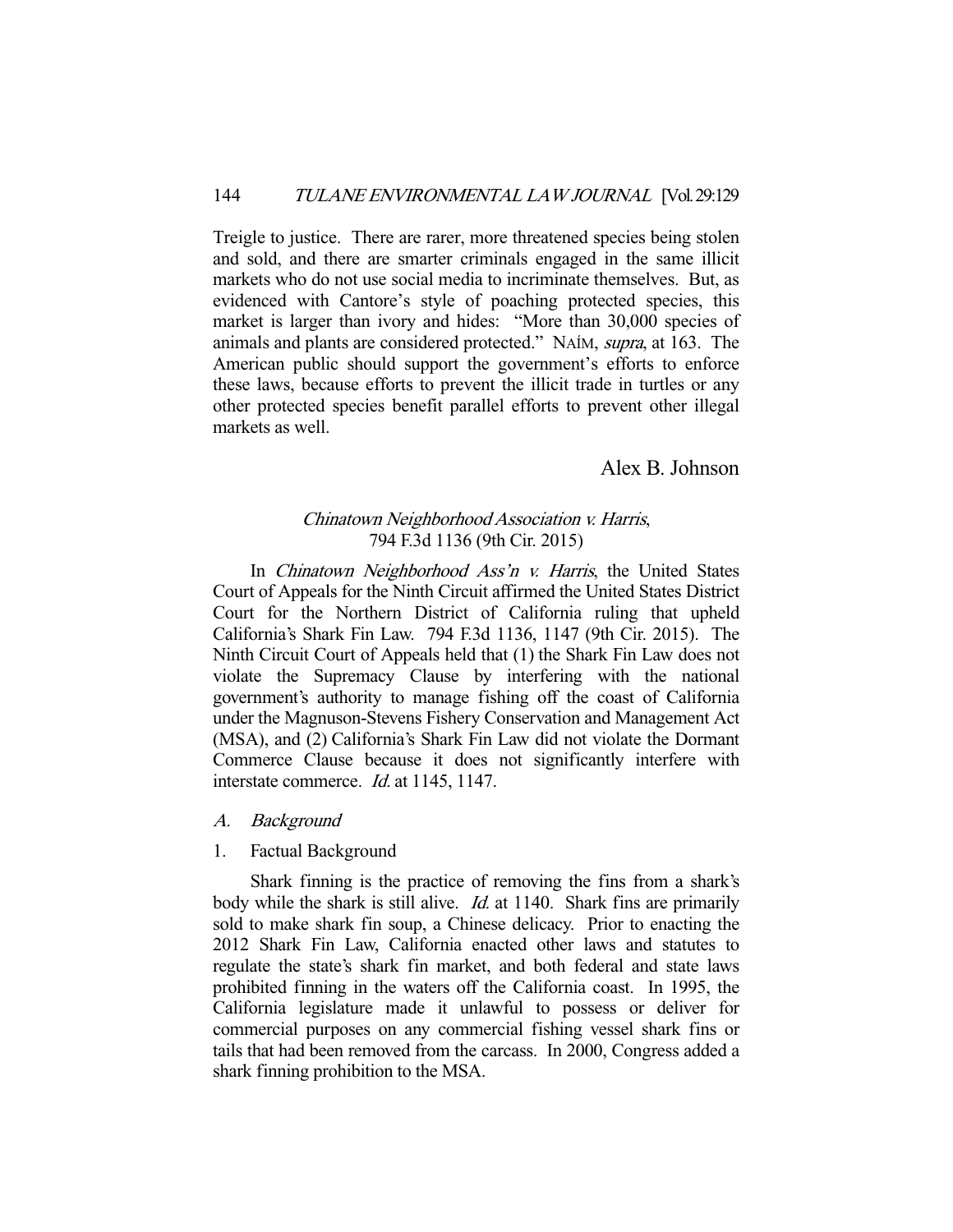Treigle to justice. There are rarer, more threatened species being stolen and sold, and there are smarter criminals engaged in the same illicit markets who do not use social media to incriminate themselves. But, as evidenced with Cantore's style of poaching protected species, this market is larger than ivory and hides: "More than 30,000 species of animals and plants are considered protected." NAÍM, *supra*, at 163. The American public should support the government's efforts to enforce these laws, because efforts to prevent the illicit trade in turtles or any other protected species benefit parallel efforts to prevent other illegal markets as well.

Alex B. Johnson

## *Chinatown Neighborhood Association v. Harris*, 794 F.3d 1136 (9th Cir. 2015)

In *Chinatown Neighborhood Ass'n v. Harris*, the United States Court of Appeals for the Ninth Circuit affirmed the United States District Court for the Northern District of California ruling that upheld California's Shark Fin Law. 794 F.3d 1136, 1147 (9th Cir. 2015). The Ninth Circuit Court of Appeals held that (1) the Shark Fin Law does not violate the Supremacy Clause by interfering with the national government's authority to manage fishing off the coast of California under the Magnuson-Stevens Fishery Conservation and Management Act (MSA), and (2) California's Shark Fin Law did not violate the Dormant Commerce Clause because it does not significantly interfere with interstate commerce. *Id.* at 1145, 1147.

### *A. Background*

#### 1. Factual Background

Shark finning is the practice of removing the fins from a shark's body while the shark is still alive. *Id.* at 1140. Shark fins are primarily sold to make shark fin soup, a Chinese delicacy. Prior to enacting the 2012 Shark Fin Law, California enacted other laws and statutes to regulate the state's shark fin market, and both federal and state laws prohibited finning in the waters off the California coast. In 1995, the California legislature made it unlawful to possess or deliver for commercial purposes on any commercial fishing vessel shark fins or tails that had been removed from the carcass. In 2000, Congress added a shark finning prohibition to the MSA.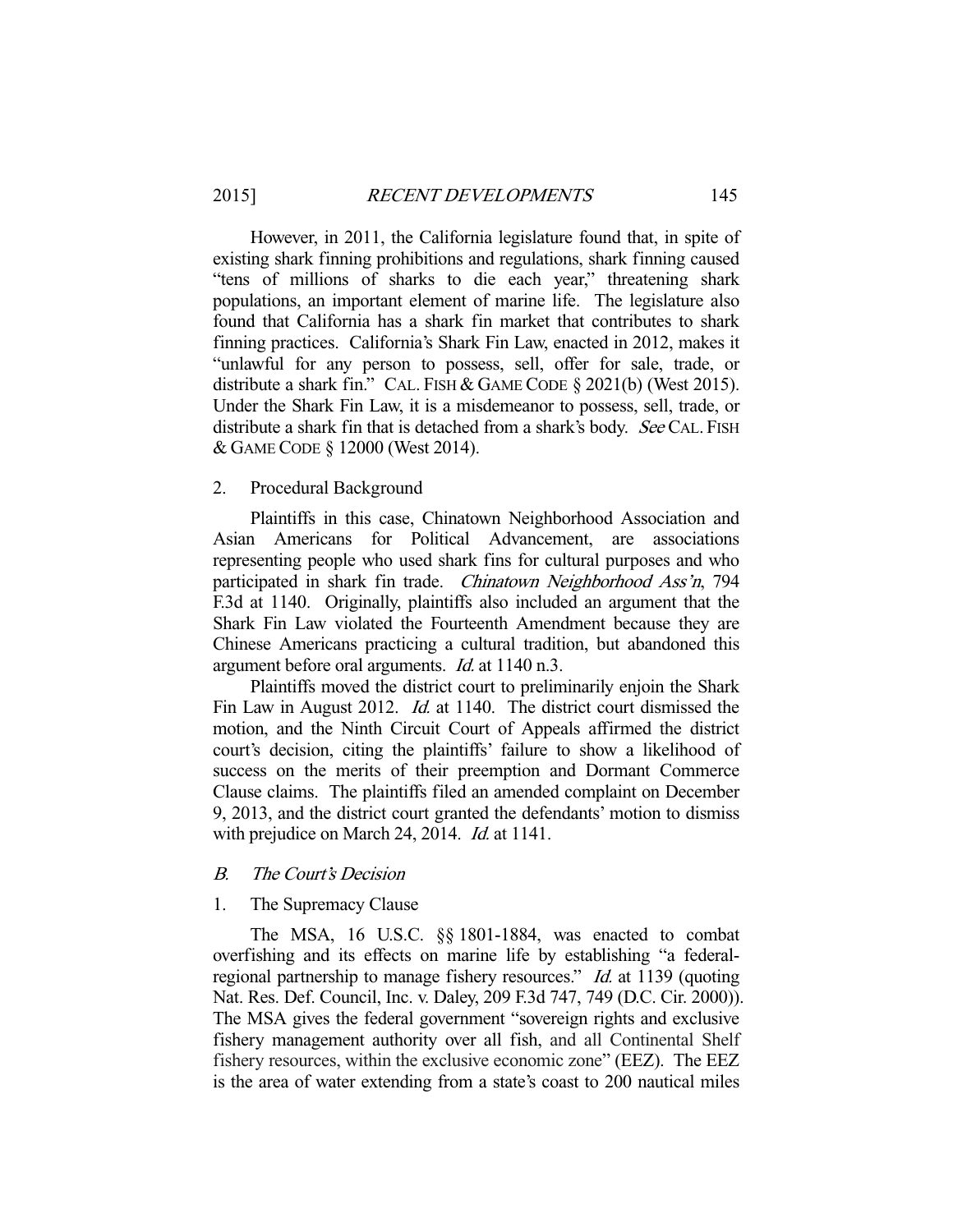However, in 2011, the California legislature found that, in spite of existing shark finning prohibitions and regulations, shark finning caused "tens of millions of sharks to die each year," threatening shark populations, an important element of marine life. The legislature also found that California has a shark fin market that contributes to shark finning practices. California's Shark Fin Law, enacted in 2012, makes it "unlawful for any person to possess, sell, offer for sale, trade, or distribute a shark fin." CAL. FISH & GAME CODE § 2021(b) (West 2015). Under the Shark Fin Law, it is a misdemeanor to possess, sell, trade, or distribute a shark fin that is detached from a shark's body. *See* CAL. FISH & GAME CODE § 12000 (West 2014).

### 2. Procedural Background

Plaintiffs in this case, Chinatown Neighborhood Association and Asian Americans for Political Advancement, are associations representing people who used shark fins for cultural purposes and who participated in shark fin trade. *Chinatown Neighborhood Ass'n*, 794 F.3d at 1140. Originally, plaintiffs also included an argument that the Shark Fin Law violated the Fourteenth Amendment because they are Chinese Americans practicing a cultural tradition, but abandoned this argument before oral arguments. *Id.* at 1140 n.3.

Plaintiffs moved the district court to preliminarily enjoin the Shark Fin Law in August 2012. *Id.* at 1140. The district court dismissed the motion, and the Ninth Circuit Court of Appeals affirmed the district court's decision, citing the plaintiffs' failure to show a likelihood of success on the merits of their preemption and Dormant Commerce Clause claims. The plaintiffs filed an amended complaint on December 9, 2013, and the district court granted the defendants' motion to dismiss with prejudice on March 24, 2014. *Id.* at 1141.

## *B. The Court's Decision*

### 1. The Supremacy Clause

The MSA, 16 U.S.C. §§ 1801-1884, was enacted to combat overfishing and its effects on marine life by establishing "a federal-regional partnership to manage fishery resources." *Id.* at 1139 (quoting Nat. Res. Def. Council, Inc. v. Daley, 209 F.3d 747, 749 (D.C. Cir. 2000)). The MSA gives the federal government "sovereign rights and exclusive fishery management authority over all fish, and all Continental Shelf fishery resources, within the exclusive economic zone" (EEZ). The EEZ is the area of water extending from a state's coast to 200 nautical miles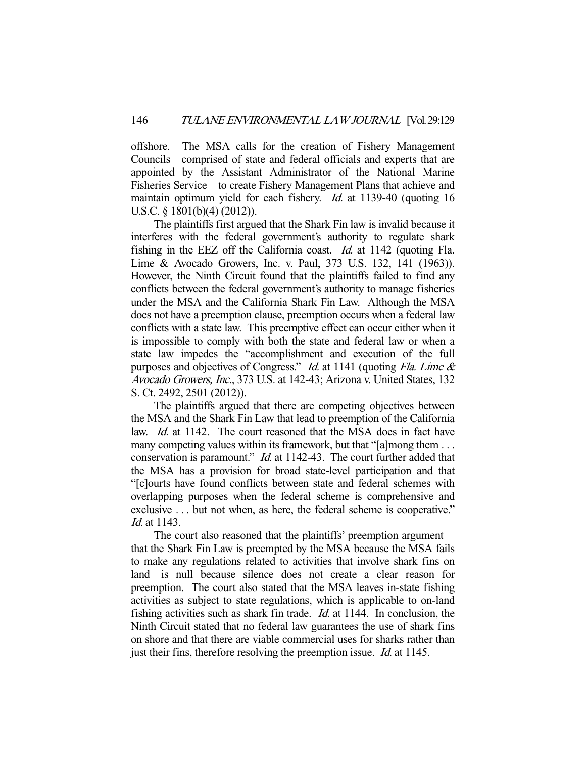offshore. The MSA calls for the creation of Fishery Management Councils—comprised of state and federal officials and experts that are appointed by the Assistant Administrator of the National Marine Fisheries Service—to create Fishery Management Plans that achieve and maintain optimum yield for each fishery. *Id.* at 1139-40 (quoting 16 U.S.C. § 1801(b)(4) (2012)).

The plaintiffs first argued that the Shark Fin law is invalid because it interferes with the federal government's authority to regulate shark fishing in the EEZ off the California coast. *Id.* at 1142 (quoting Fla. Lime & Avocado Growers, Inc. v. Paul, 373 U.S. 132, 141 (1963)). However, the Ninth Circuit found that the plaintiffs failed to find any conflicts between the federal government's authority to manage fisheries under the MSA and the California Shark Fin Law. Although the MSA does not have a preemption clause, preemption occurs when a federal law conflicts with a state law. This preemptive effect can occur either when it is impossible to comply with both the state and federal law or when a state law impedes the "accomplishment and execution of the full purposes and objectives of Congress." *Id.* at 1141 (quoting *Fla. Lime & Avocado Growers, Inc.*, 373 U.S. at 142-43; Arizona v. United States, 132 S. Ct. 2492, 2501 (2012)).

The plaintiffs argued that there are competing objectives between the MSA and the Shark Fin Law that lead to preemption of the California law. *Id.* at 1142. The court reasoned that the MSA does in fact have many competing values within its framework, but that "[a]mong them . . . conservation is paramount." *Id.* at 1142-43. The court further added that the MSA has a provision for broad state-level participation and that "[c]ourts have found conflicts between state and federal schemes with overlapping purposes when the federal scheme is comprehensive and exclusive . . . but not when, as here, the federal scheme is cooperative." *Id.* at 1143.

The court also reasoned that the plaintiffs' preemption argument—that the Shark Fin Law is preempted by the MSA because the MSA fails to make any regulations related to activities that involve shark fins on land—is null because silence does not create a clear reason for preemption. The court also stated that the MSA leaves in-state fishing activities as subject to state regulations, which is applicable to on-land fishing activities such as shark fin trade. *Id.* at 1144. In conclusion, the Ninth Circuit stated that no federal law guarantees the use of shark fins on shore and that there are viable commercial uses for sharks rather than just their fins, therefore resolving the preemption issue. *Id.* at 1145.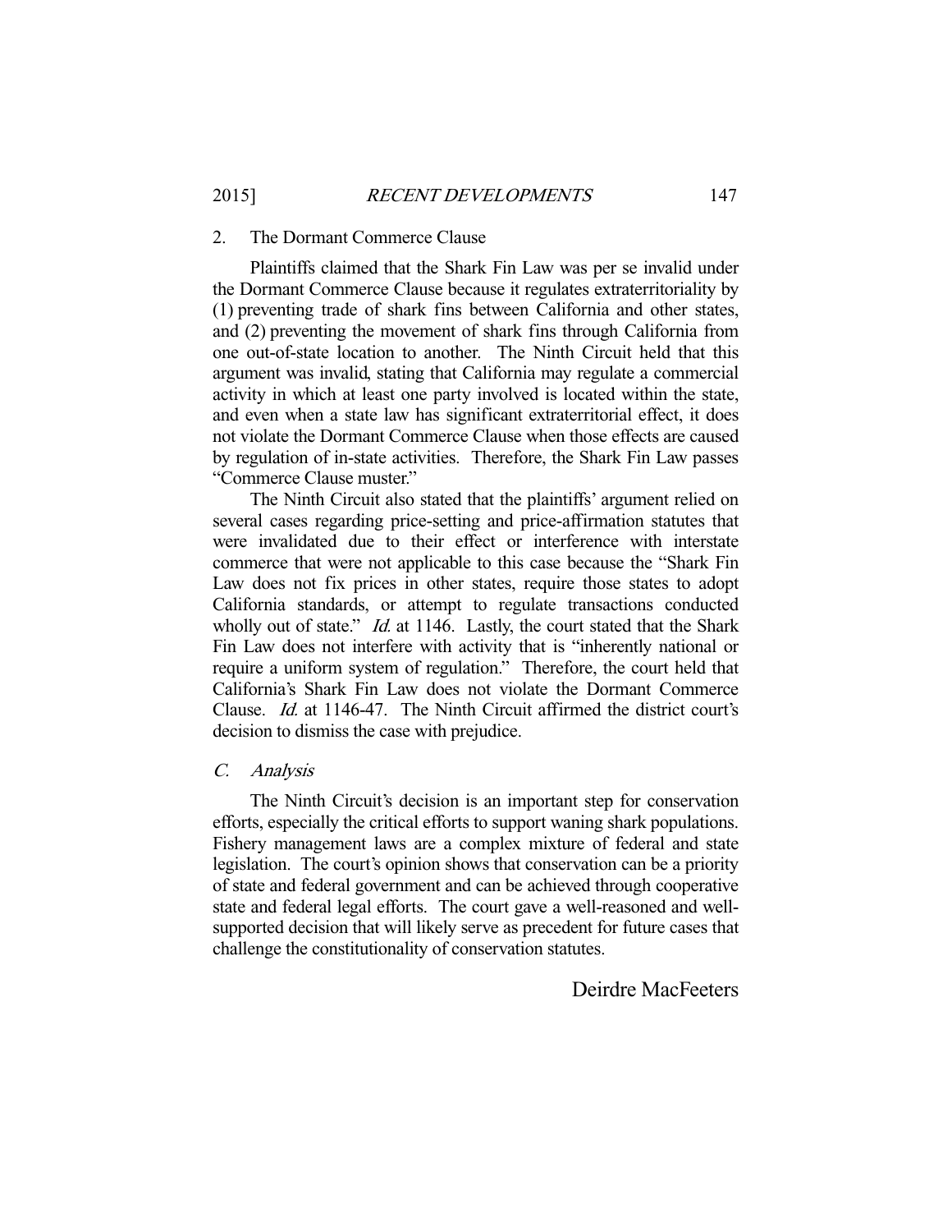### 2. The Dormant Commerce Clause

Plaintiffs claimed that the Shark Fin Law was per se invalid under the Dormant Commerce Clause because it regulates extraterritoriality by (1) preventing trade of shark fins between California and other states, and (2) preventing the movement of shark fins through California from one out-of-state location to another. The Ninth Circuit held that this argument was invalid, stating that California may regulate a commercial activity in which at least one party involved is located within the state, and even when a state law has significant extraterritorial effect, it does not violate the Dormant Commerce Clause when those effects are caused by regulation of in-state activities. Therefore, the Shark Fin Law passes "Commerce Clause muster."

The Ninth Circuit also stated that the plaintiffs' argument relied on several cases regarding price-setting and price-affirmation statutes that were invalidated due to their effect or interference with interstate commerce that were not applicable to this case because the "Shark Fin Law does not fix prices in other states, require those states to adopt California standards, or attempt to regulate transactions conducted wholly out of state." *Id.* at 1146. Lastly, the court stated that the Shark Fin Law does not interfere with activity that is "inherently national or require a uniform system of regulation." Therefore, the court held that California's Shark Fin Law does not violate the Dormant Commerce Clause. *Id.* at 1146-47. The Ninth Circuit affirmed the district court's decision to dismiss the case with prejudice.

## *C. Analysis*

The Ninth Circuit's decision is an important step for conservation efforts, especially the critical efforts to support waning shark populations. Fishery management laws are a complex mixture of federal and state legislation. The court's opinion shows that conservation can be a priority of state and federal government and can be achieved through cooperative state and federal legal efforts. The court gave a well-reasoned and well-supported decision that will likely serve as precedent for future cases that challenge the constitutionality of conservation statutes.

Deirdre MacFeeters